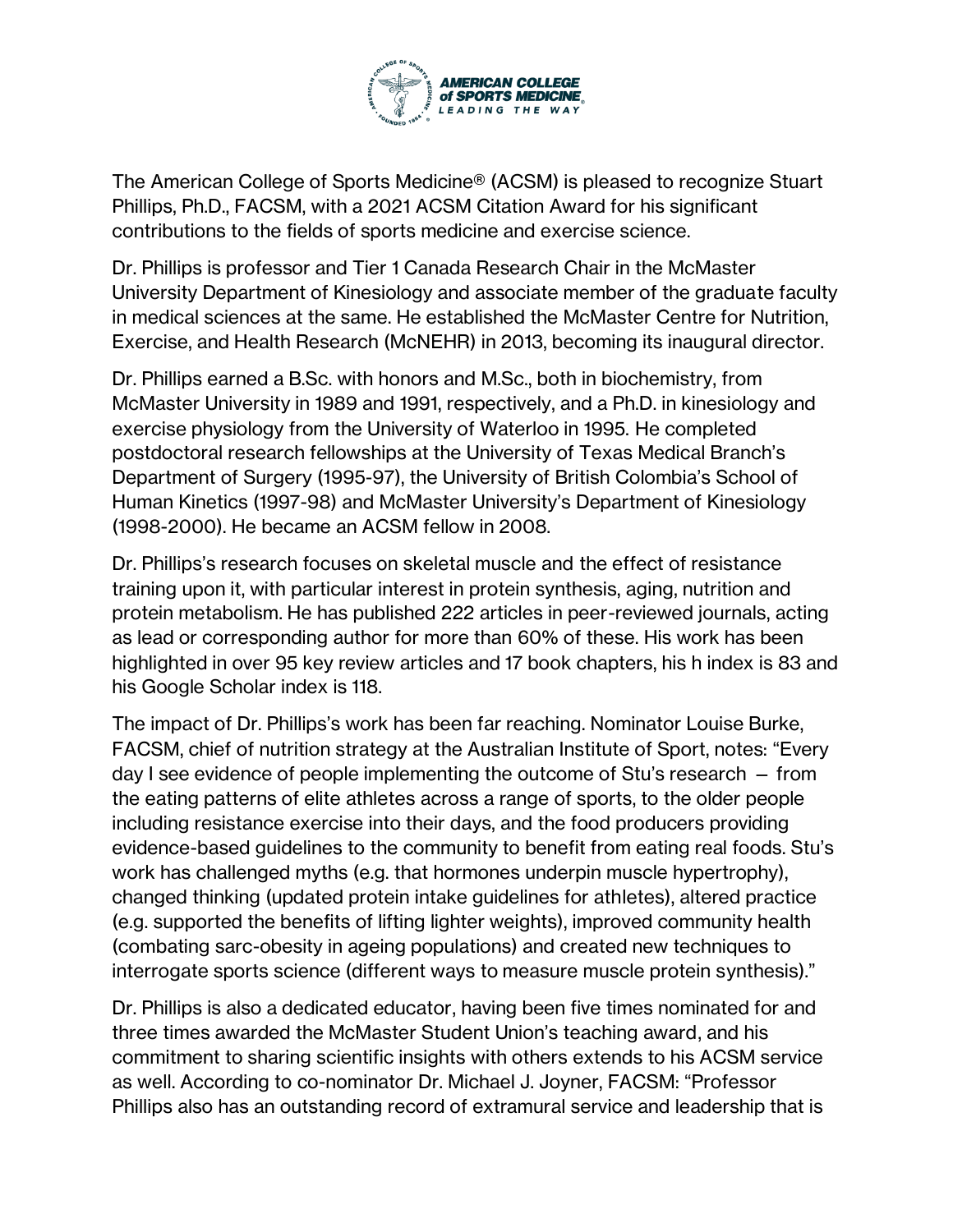The American College of Sports Medicine® (ACSM) is pleased to recognize Stuart Phillips, Ph.D., FACSM, with a 2021 ACSM Citation Award for his significant contributions to the fields of sports medicine and exercise science.

Dr. Phillips is professor and Tier 1 Canada Research Chair in the McMaster University Department of Kinesiology and associate member of the graduate faculty in medical sciences at the same. He established the McMaster Centre for Nutrition, Exercise, and Health Research (McNEHR) in 2013, becoming its inaugural director.

Dr. Phillips earned a B.Sc. with honors and M.Sc., both in biochemistry, from McMaster University in 1989 and 1991, respectively, and a Ph.D. in kinesiology and exercise physiology from the University of Waterloo in 1995. He completed postdoctoral research fellowships at the University of Texas Medical Branch's Department of Surgery (1995-97), the University of British Colombia's School of Human Kinetics (1997-98) and McMaster University's Department of Kinesiology (1998-2000). He became an ACSM fellow in 2008.

Dr. Phillips's research focuses on skeletal muscle and the effect of resistance training upon it, with particular interest in protein synthesis, aging, nutrition and protein metabolism. He has published 222 articles in peer-reviewed journals, acting as lead or corresponding author for more than 60% of these. His work has been highlighted in over 95 key review articles and 17 book chapters, his h index is 83 and his Google Scholar index is 118.

The impact of Dr. Phillips's work has been far reaching. Nominator Louise Burke, FACSM, chief of nutrition strategy at the Australian Institute of Sport, notes: "Every day I see evidence of people implementing the outcome of Stu's research – from the eating patterns of elite athletes across a range of sports, to the older people including resistance exercise into their days, and the food producers providing evidence-based guidelines to the community to benefit from eating real foods. Stu's work has challenged myths (e.g. that hormones underpin muscle hypertrophy), changed thinking (updated protein intake guidelines for athletes), altered practice (e.g. supported the benefits of lifting lighter weights), improved community health (combating sarc-obesity in ageing populations) and created new techniques to interrogate sports science (different ways to measure muscle protein synthesis)."

Dr. Phillips is also a dedicated educator, having been five times nominated for and three times awarded the McMaster Student Union's teaching award, and his commitment to sharing scientific insights with others extends to his ACSM service as well. According to co-nominator Dr. Michael J. Joyner, FACSM: "Professor Phillips also has an outstanding record of extramural service and leadership that is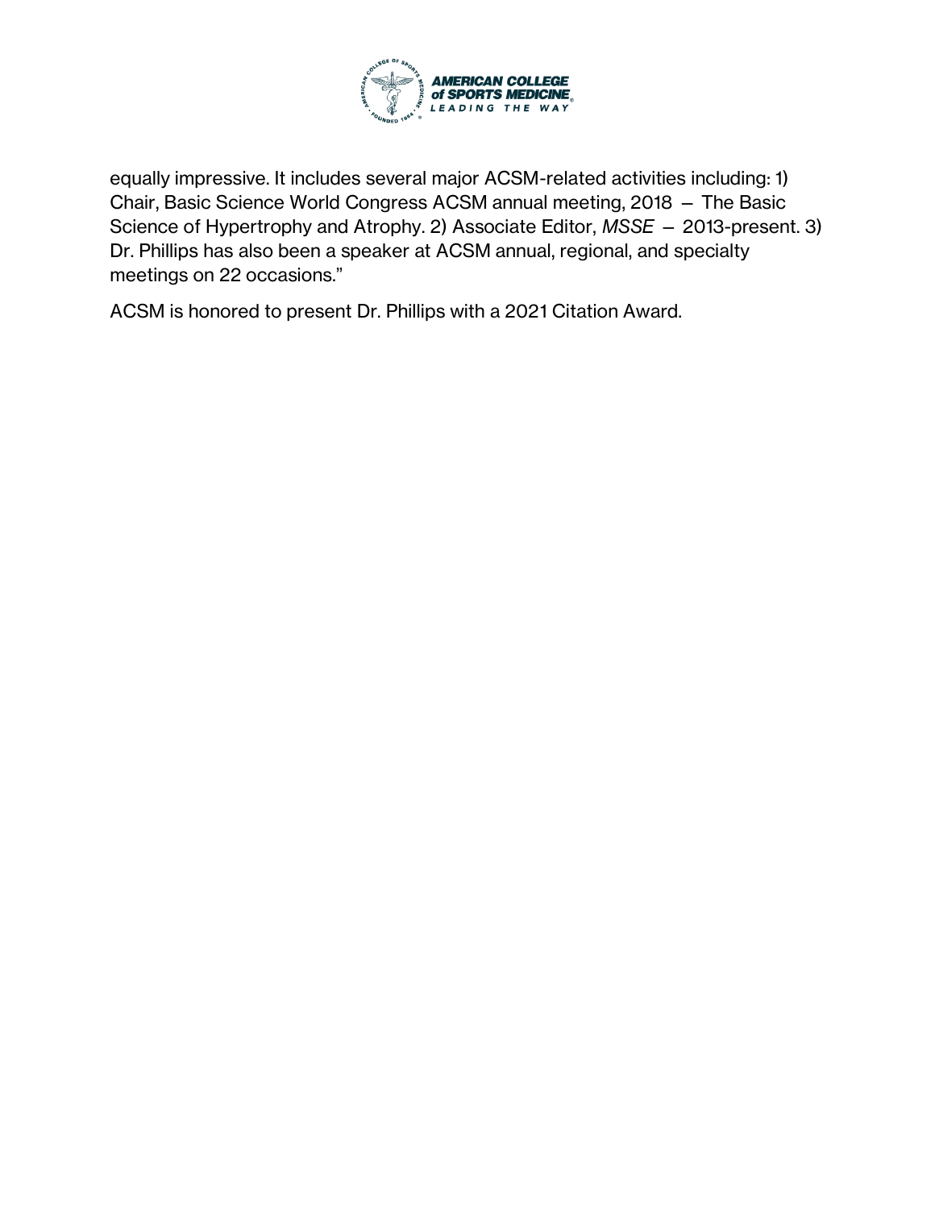equally impressive. It includes several major ACSM-related activities including: 1) Chair, Basic Science World Congress ACSM annual meeting, 2018 – The Basic Science of Hypertrophy and Atrophy. 2) Associate Editor, *MSSE* – 2013-present. 3) Dr. Phillips has also been a speaker at ACSM annual, regional, and specialty meetings on 22 occasions."

ACSM is honored to present Dr. Phillips with a 2021 Citation Award.